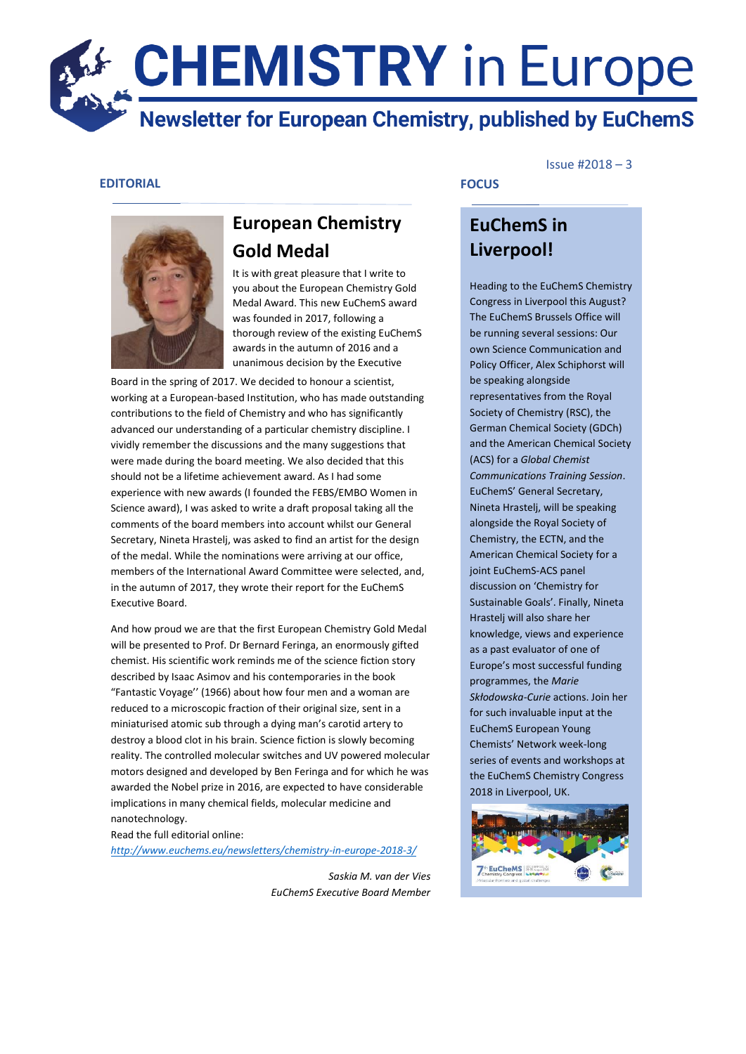# CHEMISTRY in Europe

**Newsletter for European Chemistry, published by EuChemS**

Issue #2018 – 3

## EDITORIAL

### European Chemistry Gold Medal

It is with great pleasure that I write to you about the European Chemistry Gold Medal Award. This new EuChemS award was founded in 2017, following a thorough review of the existing EuChemS awards in the autumn of 2016 and a unanimous decision by the Executive Board in the spring of 2017. We decided to honour a scientist, working at a European-based Institution, who has made outstanding contributions to the field of Chemistry and who has significantly advanced our understanding of a particular chemistry discipline. I vividly remember the discussions and the many suggestions that were made during the board meeting. We also decided that this should not be a lifetime achievement award. As I had some experience with new awards (I founded the FEBS/EMBO Women in Science award), I was asked to write a draft proposal taking all the comments of the board members into account whilst our General Secretary, Nineta Hrastelj, was asked to find an artist for the design of the medal. While the nominations were arriving at our office, members of the International Award Committee were selected, and, in the autumn of 2017, they wrote their report for the EuChemS Executive Board.

And how proud we are that the first European Chemistry Gold Medal will be presented to Prof. Dr Bernard Feringa, an enormously gifted chemist. His scientific work reminds me of the science fiction story described by Isaac Asimov and his contemporaries in the book "Fantastic Voyage'' (1966) about how four men and a woman are reduced to a microscopic fraction of their original size, sent in a miniaturised atomic sub through a dying man's carotid artery to destroy a blood clot in his brain. Science fiction is slowly becoming reality. The controlled molecular switches and UV powered molecular motors designed and developed by Ben Feringa and for which he was awarded the Nobel prize in 2016, are expected to have considerable implications in many chemical fields, molecular medicine and nanotechnology.

Read the full editorial online:
*http://www.euchems.eu/newsletters/chemistry-in-europe-2018-3/*

*Saskia M. van der Vies*
*EuChemS Executive Board Member*

## FOCUS

### EuChemS in Liverpool!

Heading to the EuChemS Chemistry Congress in Liverpool this August? The EuChemS Brussels Office will be running several sessions: Our own Science Communication and Policy Officer, Alex Schiphorst will be speaking alongside representatives from the Royal Society of Chemistry (RSC), the German Chemical Society (GDCh) and the American Chemical Society (ACS) for a *Global Chemist Communications Training Session*. EuChemS' General Secretary, Nineta Hrastelj, will be speaking alongside the Royal Society of Chemistry, the ECTN, and the American Chemical Society for a joint EuChemS-ACS panel discussion on 'Chemistry for Sustainable Goals'. Finally, Nineta Hrastelj will also share her knowledge, views and experience as a past evaluator of one of Europe's most successful funding programmes, the *Marie Skłodowska-Curie* actions. Join her for such invaluable input at the EuChemS European Young Chemists' Network week-long series of events and workshops at the EuChemS Chemistry Congress 2018 in Liverpool, UK.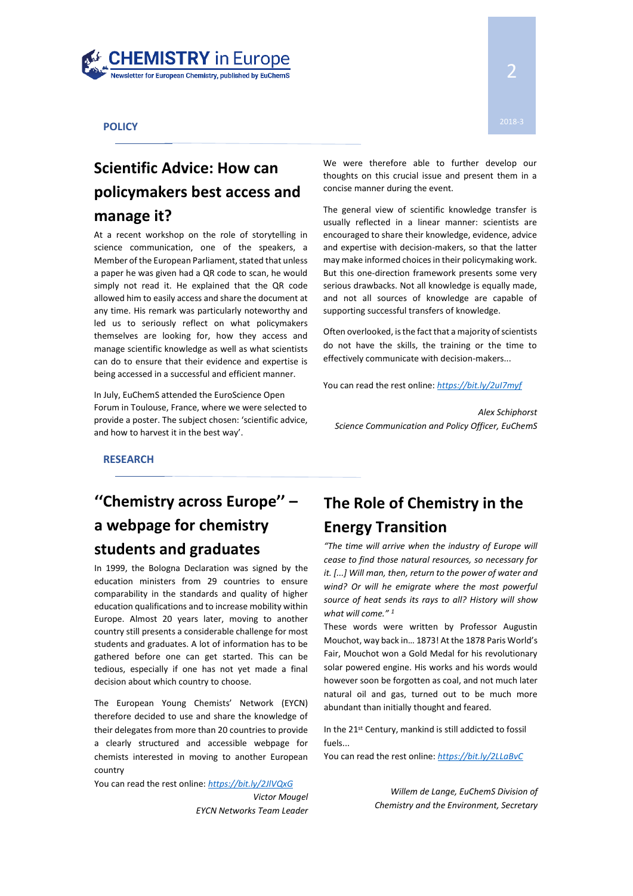POLICY

## Scientific Advice: How can policymakers best access and manage it?

At a recent workshop on the role of storytelling in science communication, one of the speakers, a Member of the European Parliament, stated that unless a paper he was given had a QR code to scan, he would simply not read it. He explained that the QR code allowed him to easily access and share the document at any time. His remark was particularly noteworthy and led us to seriously reflect on what policymakers themselves are looking for, how they access and manage scientific knowledge as well as what scientists can do to ensure that their evidence and expertise is being accessed in a successful and efficient manner.

In July, EuChemS attended the EuroScience Open Forum in Toulouse, France, where we were selected to provide a poster. The subject chosen: 'scientific advice, and how to harvest it in the best way'. We were therefore able to further develop our thoughts on this crucial issue and present them in a concise manner during the event.

The general view of scientific knowledge transfer is usually reflected in a linear manner: scientists are encouraged to share their knowledge, evidence, advice and expertise with decision-makers, so that the latter may make informed choices in their policymaking work. But this one-direction framework presents some very serious drawbacks. Not all knowledge is equally made, and not all sources of knowledge are capable of supporting successful transfers of knowledge.

Often overlooked, is the fact that a majority of scientists do not have the skills, the training or the time to effectively communicate with decision-makers...

You can read the rest online: *https://bit.ly/2uI7myf*

*Alex Schiphorst*
*Science Communication and Policy Officer, EuChemS*

RESEARCH

## "Chemistry across Europe" – a webpage for chemistry students and graduates

In 1999, the Bologna Declaration was signed by the education ministers from 29 countries to ensure comparability in the standards and quality of higher education qualifications and to increase mobility within Europe. Almost 20 years later, moving to another country still presents a considerable challenge for most students and graduates. A lot of information has to be gathered before one can get started. This can be tedious, especially if one has not yet made a final decision about which country to choose.

The European Young Chemists' Network (EYCN) therefore decided to use and share the knowledge of their delegates from more than 20 countries to provide a clearly structured and accessible webpage for chemists interested in moving to another European country

You can read the rest online: *https://bit.ly/2JlVQxG*

*Victor Mougel*
*EYCN Networks Team Leader*

## The Role of Chemistry in the Energy Transition

*"The time will arrive when the industry of Europe will cease to find those natural resources, so necessary for it. [...] Will man, then, return to the power of water and wind? Or will he emigrate where the most powerful source of heat sends its rays to all? History will show what will come."* [1]

These words were written by Professor Augustin Mouchot, way back in… 1873! At the 1878 Paris World's Fair, Mouchot won a Gold Medal for his revolutionary solar powered engine. His works and his words would however soon be forgotten as coal, and not much later natural oil and gas, turned out to be much more abundant than initially thought and feared.

In the 21st Century, mankind is still addicted to fossil fuels...

You can read the rest online: *https://bit.ly/2LLaBvC*

*Willem de Lange, EuChemS Division of Chemistry and the Environment, Secretary*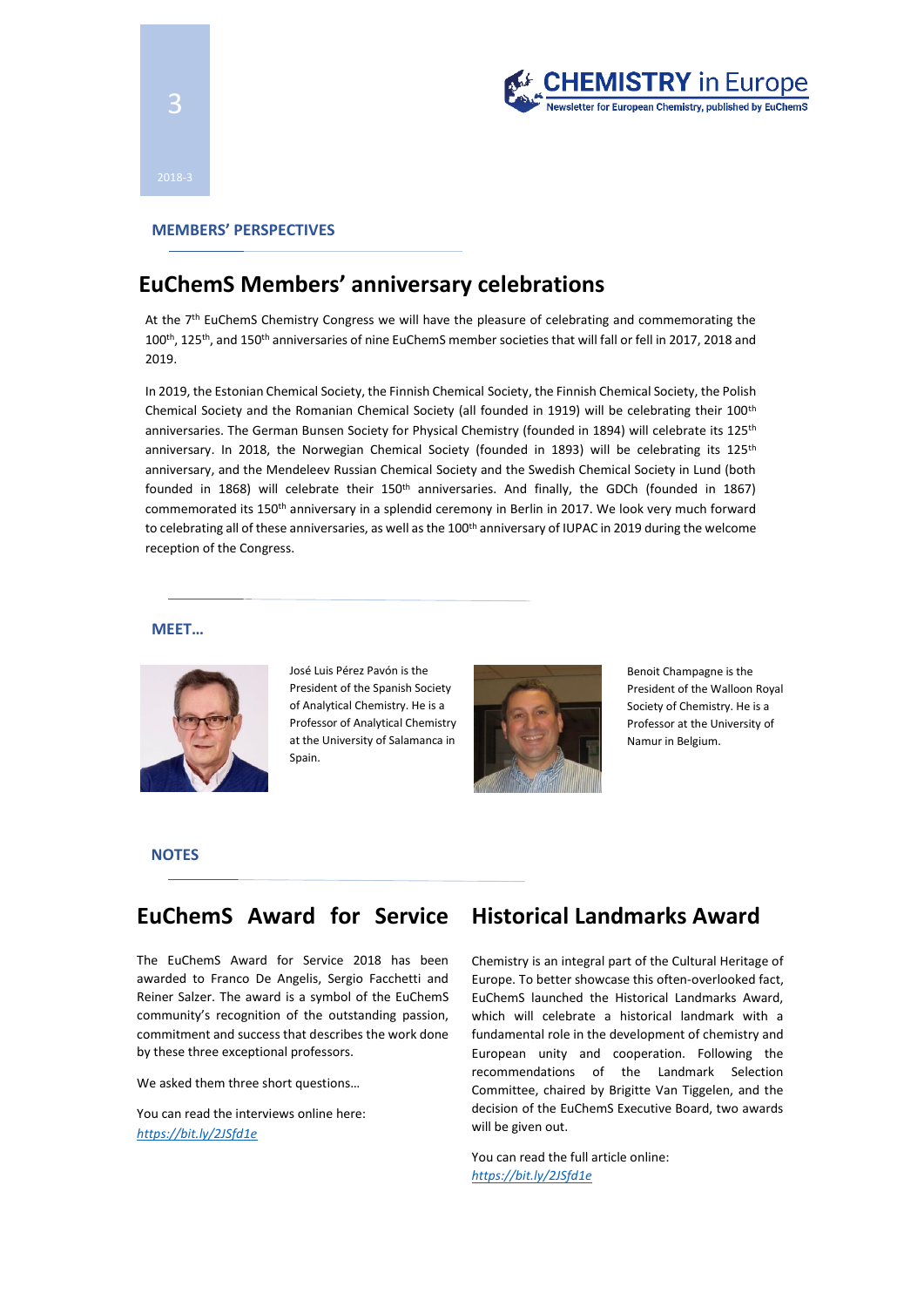## MEMBERS' PERSPECTIVES

# EuChemS Members' anniversary celebrations

At the 7th EuChemS Chemistry Congress we will have the pleasure of celebrating and commemorating the 100th, 125th, and 150th anniversaries of nine EuChemS member societies that will fall or fell in 2017, 2018 and 2019.

In 2019, the Estonian Chemical Society, the Finnish Chemical Society, the Finnish Chemical Society, the Polish Chemical Society and the Romanian Chemical Society (all founded in 1919) will be celebrating their 100th anniversaries. The German Bunsen Society for Physical Chemistry (founded in 1894) will celebrate its 125th anniversary. In 2018, the Norwegian Chemical Society (founded in 1893) will be celebrating its 125th anniversary, and the Mendeleev Russian Chemical Society and the Swedish Chemical Society in Lund (both founded in 1868) will celebrate their 150th anniversaries. And finally, the GDCh (founded in 1867) commemorated its 150th anniversary in a splendid ceremony in Berlin in 2017. We look very much forward to celebrating all of these anniversaries, as well as the 100th anniversary of IUPAC in 2019 during the welcome reception of the Congress.

## MEET…

José Luis Pérez Pavón is the President of the Spanish Society of Analytical Chemistry. He is a Professor of Analytical Chemistry at the University of Salamanca in Spain.

Benoit Champagne is the President of the Walloon Royal Society of Chemistry. He is a Professor at the University of Namur in Belgium.

## NOTES

# EuChemS Award for Service

The EuChemS Award for Service 2018 has been awarded to Franco De Angelis, Sergio Facchetti and Reiner Salzer. The award is a symbol of the EuChemS community's recognition of the outstanding passion, commitment and success that describes the work done by these three exceptional professors.

We asked them three short questions…

You can read the interviews online here:
*https://bit.ly/2JSfd1e*

# Historical Landmarks Award

Chemistry is an integral part of the Cultural Heritage of Europe. To better showcase this often-overlooked fact, EuChemS launched the Historical Landmarks Award, which will celebrate a historical landmark with a fundamental role in the development of chemistry and European unity and cooperation. Following the recommendations of the Landmark Selection Committee, chaired by Brigitte Van Tiggelen, and the decision of the EuChemS Executive Board, two awards will be given out.

You can read the full article online:
*https://bit.ly/2JSfd1e*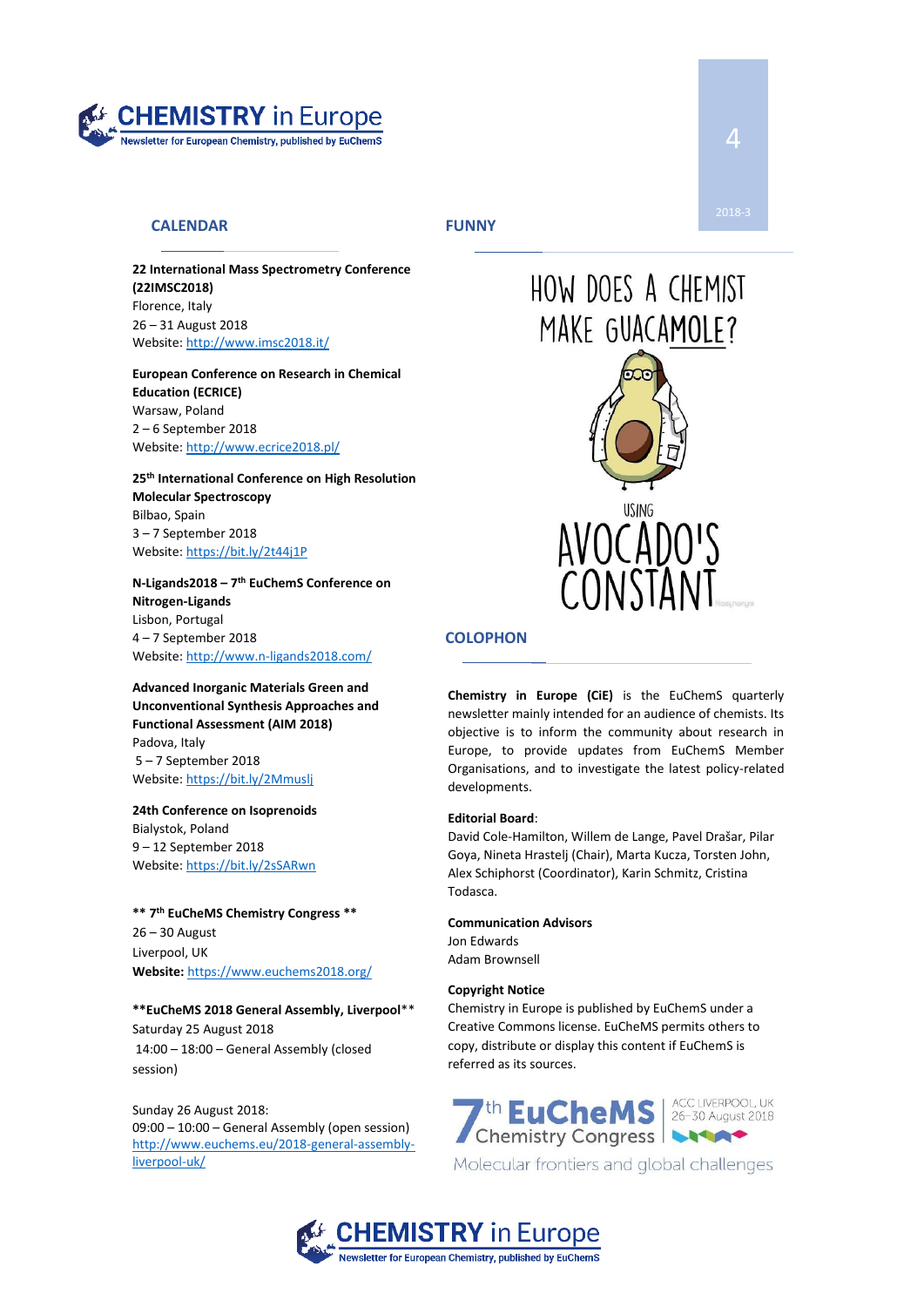## CALENDAR

**22 International Mass Spectrometry Conference (22IMSC2018)**
Florence, Italy
26 – 31 August 2018
Website: http://www.imsc2018.it/

**European Conference on Research in Chemical Education (ECRICE)**
Warsaw, Poland
2 – 6 September 2018
Website: http://www.ecrice2018.pl/

**25th International Conference on High Resolution Molecular Spectroscopy**
Bilbao, Spain
3 – 7 September 2018
Website: https://bit.ly/2t44j1P

**N-Ligands2018 – 7th EuChemS Conference on Nitrogen-Ligands**
Lisbon, Portugal
4 – 7 September 2018
Website: http://www.n-ligands2018.com/

**Advanced Inorganic Materials Green and Unconventional Synthesis Approaches and Functional Assessment (AIM 2018)**
Padova, Italy
5 – 7 September 2018
Website: https://bit.ly/2Mmuslj

**24th Conference on Isoprenoids**
Bialystok, Poland
9 – 12 September 2018
Website: https://bit.ly/2sSARwn

**** 7th EuCheMS Chemistry Congress ****
26 – 30 August
Liverpool, UK
**Website:** https://www.euchems2018.org/

****EuCheMS 2018 General Assembly, Liverpool****
Saturday 25 August 2018
14:00 – 18:00 – General Assembly (closed session)

Sunday 26 August 2018:
09:00 – 10:00 – General Assembly (open session)
http://www.euchems.eu/2018-general-assembly-liverpool-uk/

## FUNNY

HOW DOES A CHEMIST MAKE GUACAMOLE?

USING AVOCADO'S CONSTANT

## COLOPHON

**Chemistry in Europe (CiE)** is the EuChemS quarterly newsletter mainly intended for an audience of chemists. Its objective is to inform the community about research in Europe, to provide updates from EuChemS Member Organisations, and to investigate the latest policy-related developments.

**Editorial Board**:
David Cole-Hamilton, Willem de Lange, Pavel Drašar, Pilar Goya, Nineta Hrastelj (Chair), Marta Kucza, Torsten John, Alex Schiphorst (Coordinator), Karin Schmitz, Cristina Todasca.

**Communication Advisors**
Jon Edwards
Adam Brownsell

**Copyright Notice**
Chemistry in Europe is published by EuChemS under a Creative Commons license. EuCheMS permits others to copy, distribute or display this content if EuChemS is referred as its sources.

7th EuCheMS Chemistry Congress | ACC LIVERPOOL, UK 26–30 August 2018
Molecular frontiers and global challenges